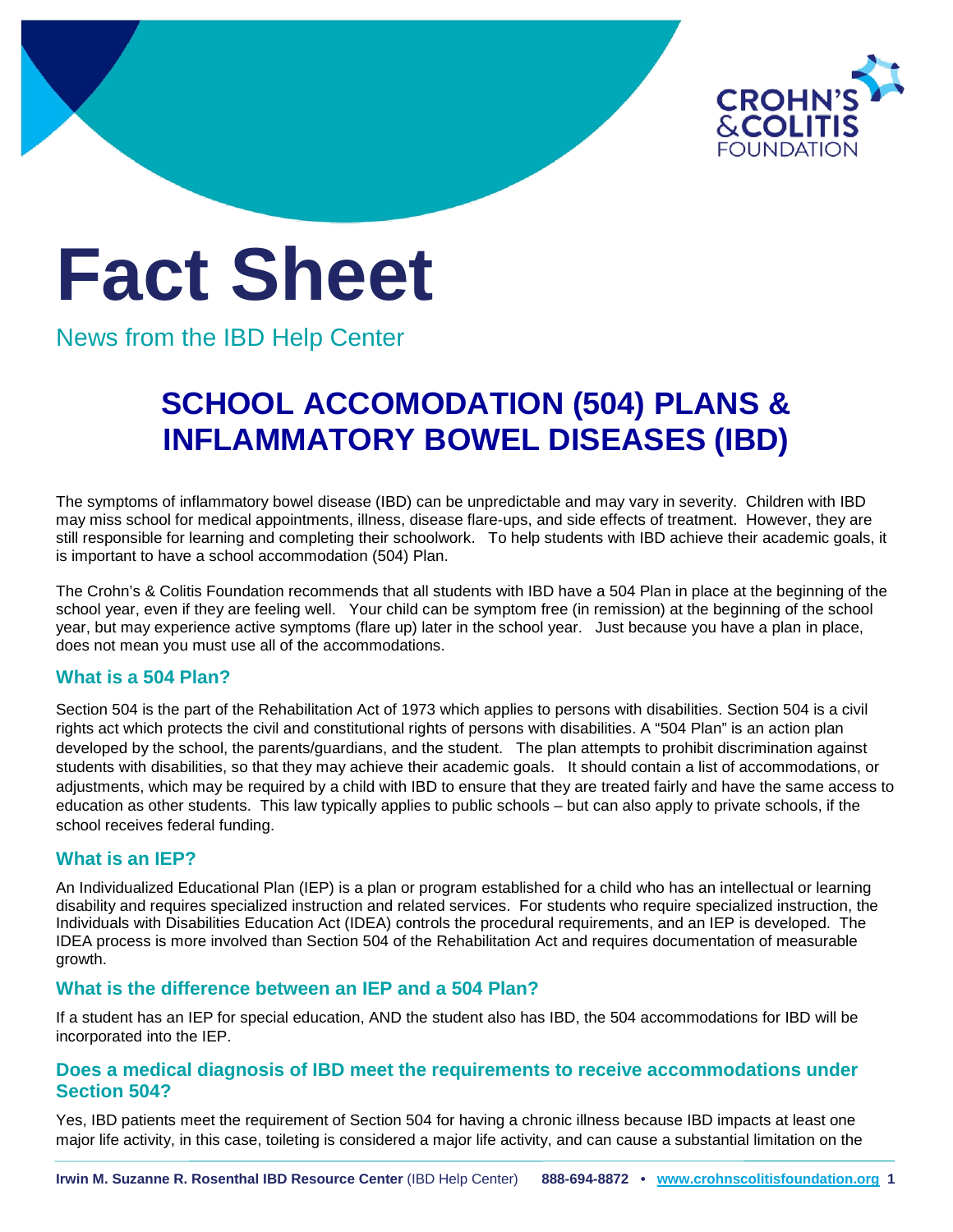# Fact Sheet

News from the IBD Help Center

## SCHOOL ACCOMODATION (504) PLANS & INFLAMMATORY BOWEL DISEASES (IBD)

The symptoms of inflammatory bowel disease (IBD) can be unpredictable and may vary in severity. Children with IBD may miss school for medical appointments, illness, disease flare-ups, and side effects of treatment. However, they are still responsible for learning and completing their schoolwork. To help students with IBD achieve their academic goals, it is important to have a school accommodation (504) Plan.

The Crohn's & Colitis Foundation recommends that all students with IBD have a 504 Plan in place at the beginning of the school year, even if they are feeling well. Your child can be symptom free (in remission) at the beginning of the school year, but may experience active symptoms (flare up) later in the school year. Just because you have a plan in place, does not mean you must use all of the accommodations.

### What is a 504 Plan?

Section 504 is the part of the Rehabilitation Act of 1973 which applies to persons with disabilities. Section 504 is a civil rights act which protects the civil and constitutional rights of persons with disabilities. A "504 Plan" is an action plan developed by the school, the parents/guardians, and the student. The plan attempts to prohibit discrimination against students with disabilities, so that they may achieve their academic goals. It should contain a list of accommodations, or adjustments, which may be required by a child with IBD to ensure that they are treated fairly and have the same access to education as other students. This law typically applies to public schools – but can also apply to private schools, if the school receives federal funding.

### What is an IEP?

An Individualized Educational Plan (IEP) is a plan or program established for a child who has an intellectual or learning disability and requires specialized instruction and related services. For students who require specialized instruction, the Individuals with Disabilities Education Act (IDEA) controls the procedural requirements, and an IEP is developed. The IDEA process is more involved than Section 504 of the Rehabilitation Act and requires documentation of measurable growth.

### What is the difference between an IEP and a 504 Plan?

If a student has an IEP for special education, AND the student also has IBD, the 504 accommodations for IBD will be incorporated into the IEP.

### Does a medical diagnosis of IBD meet the requirements to receive accommodations under Section 504?

Yes, IBD patients meet the requirement of Section 504 for having a chronic illness because IBD impacts at least one major life activity, in this case, toileting is considered a major life activity, and can cause a substantial limitation on the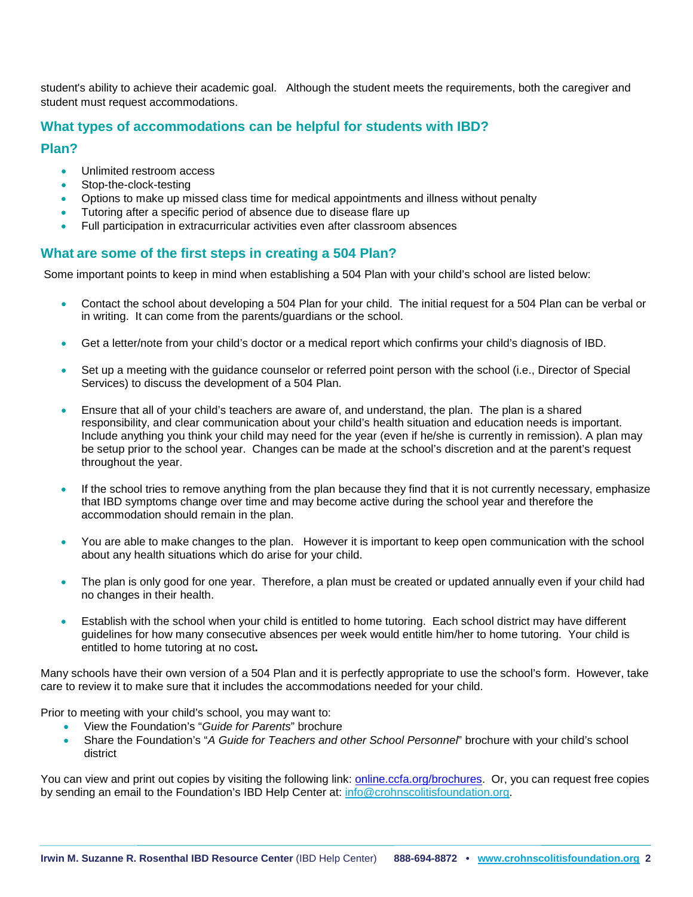student's ability to achieve their academic goal. Although the student meets the requirements, both the caregiver and student must request accommodations.

## What types of accommodations can be helpful for students with IBD?

## Plan?

- Unlimited restroom access
- Stop-the-clock-testing
- Options to make up missed class time for medical appointments and illness without penalty
- Tutoring after a specific period of absence due to disease flare up
- Full participation in extracurricular activities even after classroom absences

## What are some of the first steps in creating a 504 Plan?

Some important points to keep in mind when establishing a 504 Plan with your child's school are listed below:

- Contact the school about developing a 504 Plan for your child. The initial request for a 504 Plan can be verbal or in writing. It can come from the parents/guardians or the school.
- Get a letter/note from your child's doctor or a medical report which confirms your child's diagnosis of IBD.
- Set up a meeting with the guidance counselor or referred point person with the school (i.e., Director of Special Services) to discuss the development of a 504 Plan.
- Ensure that all of your child's teachers are aware of, and understand, the plan. The plan is a shared responsibility, and clear communication about your child's health situation and education needs is important. Include anything you think your child may need for the year (even if he/she is currently in remission). A plan may be setup prior to the school year. Changes can be made at the school's discretion and at the parent's request throughout the year.
- If the school tries to remove anything from the plan because they find that it is not currently necessary, emphasize that IBD symptoms change over time and may become active during the school year and therefore the accommodation should remain in the plan.
- You are able to make changes to the plan. However it is important to keep open communication with the school about any health situations which do arise for your child.
- The plan is only good for one year. Therefore, a plan must be created or updated annually even if your child had no changes in their health.
- Establish with the school when your child is entitled to home tutoring. Each school district may have different guidelines for how many consecutive absences per week would entitle him/her to home tutoring. Your child is entitled to home tutoring at no cost.

Many schools have their own version of a 504 Plan and it is perfectly appropriate to use the school's form. However, take care to review it to make sure that it includes the accommodations needed for your child.

Prior to meeting with your child's school, you may want to:

- View the Foundation's "*Guide for Parents*" brochure
- Share the Foundation's "*A Guide for Teachers and other School Personnel*" brochure with your child's school district

You can view and print out copies by visiting the following link: online.ccfa.org/brochures. Or, you can request free copies by sending an email to the Foundation's IBD Help Center at: info@crohnscolitisfoundation.org.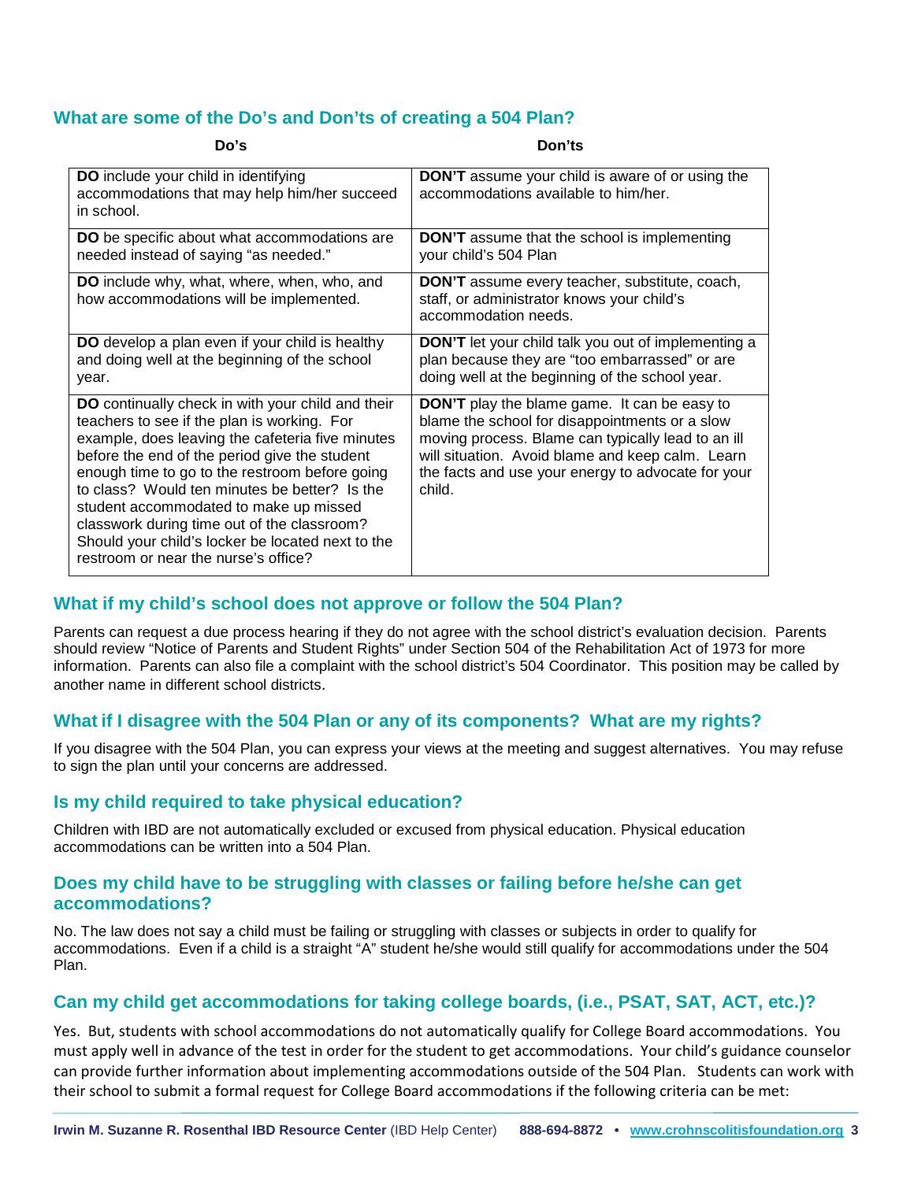## What are some of the Do's and Don'ts of creating a 504 Plan?

| Do's | Don'ts |
|---|---|
| **DO** include your child in identifying accommodations that may help him/her succeed in school. | **DON'T** assume your child is aware of or using the accommodations available to him/her. |
| **DO** be specific about what accommodations are needed instead of saying "as needed." | **DON'T** assume that the school is implementing your child's 504 Plan |
| **DO** include why, what, where, when, who, and how accommodations will be implemented. | **DON'T** assume every teacher, substitute, coach, staff, or administrator knows your child's accommodation needs. |
| **DO** develop a plan even if your child is healthy and doing well at the beginning of the school year. | **DON'T** let your child talk you out of implementing a plan because they are "too embarrassed" or are doing well at the beginning of the school year. |
| **DO** continually check in with your child and their teachers to see if the plan is working. For example, does leaving the cafeteria five minutes before the end of the period give the student enough time to go to the restroom before going to class? Would ten minutes be better? Is the student accommodated to make up missed classwork during time out of the classroom? Should your child's locker be located next to the restroom or near the nurse's office? | **DON'T** play the blame game. It can be easy to blame the school for disappointments or a slow moving process. Blame can typically lead to an ill will situation. Avoid blame and keep calm. Learn the facts and use your energy to advocate for your child. |

## What if my child's school does not approve or follow the 504 Plan?

Parents can request a due process hearing if they do not agree with the school district's evaluation decision. Parents should review "Notice of Parents and Student Rights" under Section 504 of the Rehabilitation Act of 1973 for more information. Parents can also file a complaint with the school district's 504 Coordinator. This position may be called by another name in different school districts.

## What if I disagree with the 504 Plan or any of its components? What are my rights?

If you disagree with the 504 Plan, you can express your views at the meeting and suggest alternatives. You may refuse to sign the plan until your concerns are addressed.

## Is my child required to take physical education?

Children with IBD are not automatically excluded or excused from physical education. Physical education accommodations can be written into a 504 Plan.

## Does my child have to be struggling with classes or failing before he/she can get accommodations?

No. The law does not say a child must be failing or struggling with classes or subjects in order to qualify for accommodations. Even if a child is a straight "A" student he/she would still qualify for accommodations under the 504 Plan.

## Can my child get accommodations for taking college boards, (i.e., PSAT, SAT, ACT, etc.)?

Yes. But, students with school accommodations do not automatically qualify for College Board accommodations. You must apply well in advance of the test in order for the student to get accommodations. Your child's guidance counselor can provide further information about implementing accommodations outside of the 504 Plan. Students can work with their school to submit a formal request for College Board accommodations if the following criteria can be met: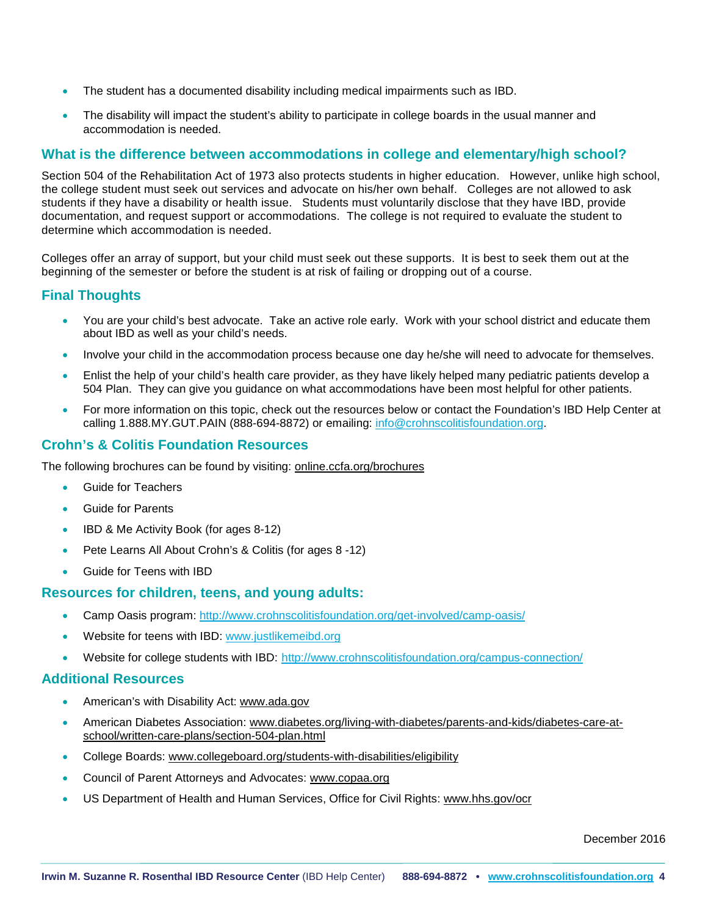- The student has a documented disability including medical impairments such as IBD.
- The disability will impact the student's ability to participate in college boards in the usual manner and accommodation is needed.

## What is the difference between accommodations in college and elementary/high school?

Section 504 of the Rehabilitation Act of 1973 also protects students in higher education. However, unlike high school, the college student must seek out services and advocate on his/her own behalf. Colleges are not allowed to ask students if they have a disability or health issue. Students must voluntarily disclose that they have IBD, provide documentation, and request support or accommodations. The college is not required to evaluate the student to determine which accommodation is needed.

Colleges offer an array of support, but your child must seek out these supports. It is best to seek them out at the beginning of the semester or before the student is at risk of failing or dropping out of a course.

## Final Thoughts

- You are your child's best advocate. Take an active role early. Work with your school district and educate them about IBD as well as your child's needs.
- Involve your child in the accommodation process because one day he/she will need to advocate for themselves.
- Enlist the help of your child's health care provider, as they have likely helped many pediatric patients develop a 504 Plan. They can give you guidance on what accommodations have been most helpful for other patients.
- For more information on this topic, check out the resources below or contact the Foundation's IBD Help Center at calling 1.888.MY.GUT.PAIN (888-694-8872) or emailing: info@crohnscolitisfoundation.org.

## Crohn's & Colitis Foundation Resources

The following brochures can be found by visiting: online.ccfa.org/brochures

- Guide for Teachers
- Guide for Parents
- IBD & Me Activity Book (for ages 8-12)
- Pete Learns All About Crohn's & Colitis (for ages 8 -12)
- Guide for Teens with IBD

## Resources for children, teens, and young adults:

- Camp Oasis program: http://www.crohnscolitisfoundation.org/get-involved/camp-oasis/
- Website for teens with IBD: www.justlikemeibd.org
- Website for college students with IBD: http://www.crohnscolitisfoundation.org/campus-connection/

## Additional Resources

- American's with Disability Act: www.ada.gov
- American Diabetes Association: www.diabetes.org/living-with-diabetes/parents-and-kids/diabetes-care-at-school/written-care-plans/section-504-plan.html
- College Boards: www.collegeboard.org/students-with-disabilities/eligibility
- Council of Parent Attorneys and Advocates: www.copaa.org
- US Department of Health and Human Services, Office for Civil Rights: www.hhs.gov/ocr

December 2016